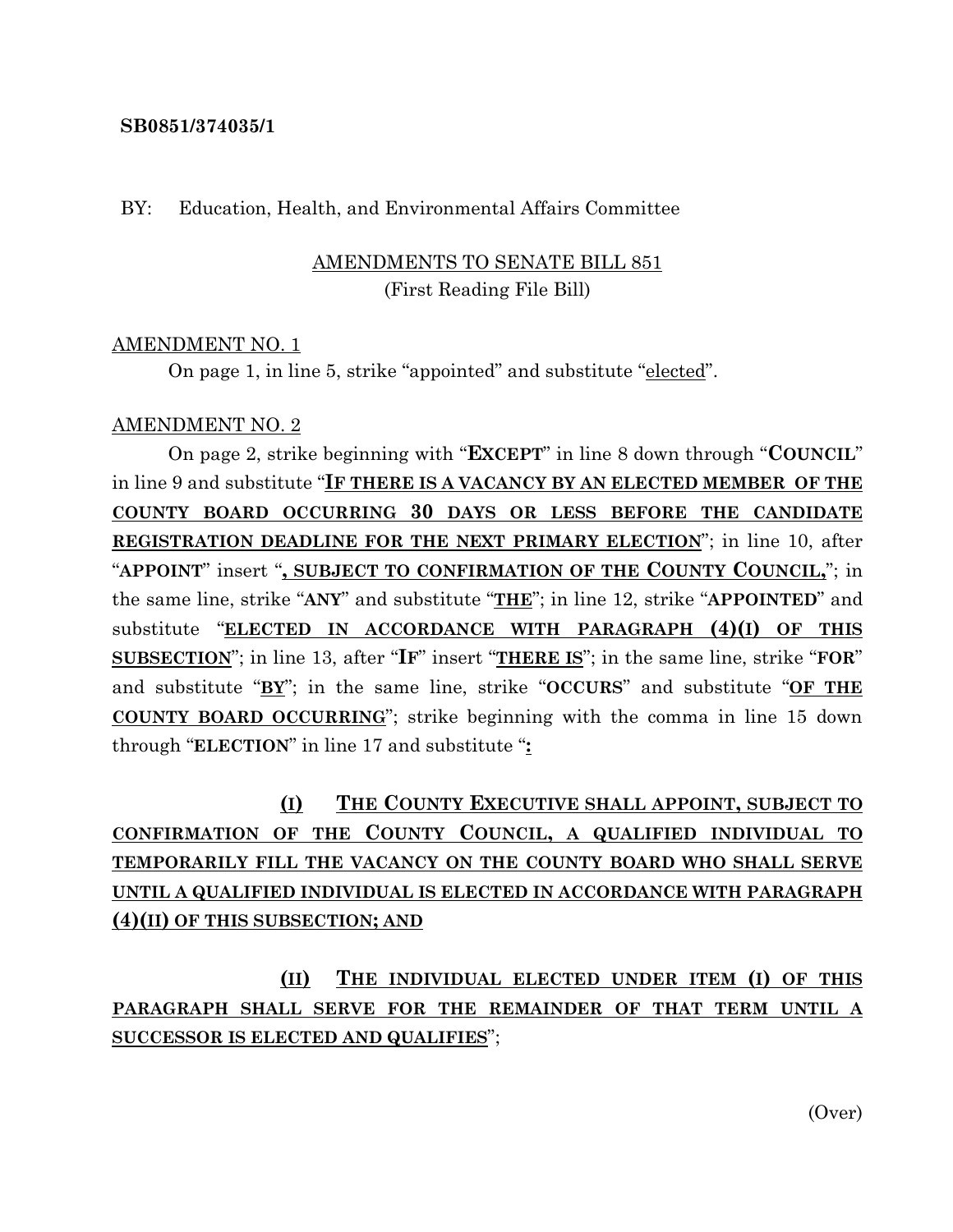**SB0851/374035/1**

BY: Education, Health, and Environmental Affairs Committee

AMENDMENTS TO SENATE BILL 851
(First Reading File Bill)

AMENDMENT NO. 1

On page 1, in line 5, strike "appointed" and substitute "elected".

AMENDMENT NO. 2

On page 2, strike beginning with "**EXCEPT**" in line 8 down through "**COUNCIL**" in line 9 and substitute "**IF THERE IS A VACANCY BY AN ELECTED MEMBER OF THE COUNTY BOARD OCCURRING 30 DAYS OR LESS BEFORE THE CANDIDATE REGISTRATION DEADLINE FOR THE NEXT PRIMARY ELECTION**"; in line 10, after "**APPOINT**" insert "**, SUBJECT TO CONFIRMATION OF THE COUNTY COUNCIL,**"; in the same line, strike "**ANY**" and substitute "**THE**"; in line 12, strike "**APPOINTED**" and substitute "**ELECTED IN ACCORDANCE WITH PARAGRAPH (4)(I) OF THIS SUBSECTION**"; in line 13, after "**IF**" insert "**THERE IS**"; in the same line, strike "**FOR**" and substitute "**BY**"; in the same line, strike "**OCCURS**" and substitute "**OF THE COUNTY BOARD OCCURRING**"; strike beginning with the comma in line 15 down through "**ELECTION**" in line 17 and substitute "**:**

**(I) THE COUNTY EXECUTIVE SHALL APPOINT, SUBJECT TO CONFIRMATION OF THE COUNTY COUNCIL, A QUALIFIED INDIVIDUAL TO TEMPORARILY FILL THE VACANCY ON THE COUNTY BOARD WHO SHALL SERVE UNTIL A QUALIFIED INDIVIDUAL IS ELECTED IN ACCORDANCE WITH PARAGRAPH (4)(II) OF THIS SUBSECTION; AND**

**(II) THE INDIVIDUAL ELECTED UNDER ITEM (I) OF THIS PARAGRAPH SHALL SERVE FOR THE REMAINDER OF THAT TERM UNTIL A SUCCESSOR IS ELECTED AND QUALIFIES**";

(Over)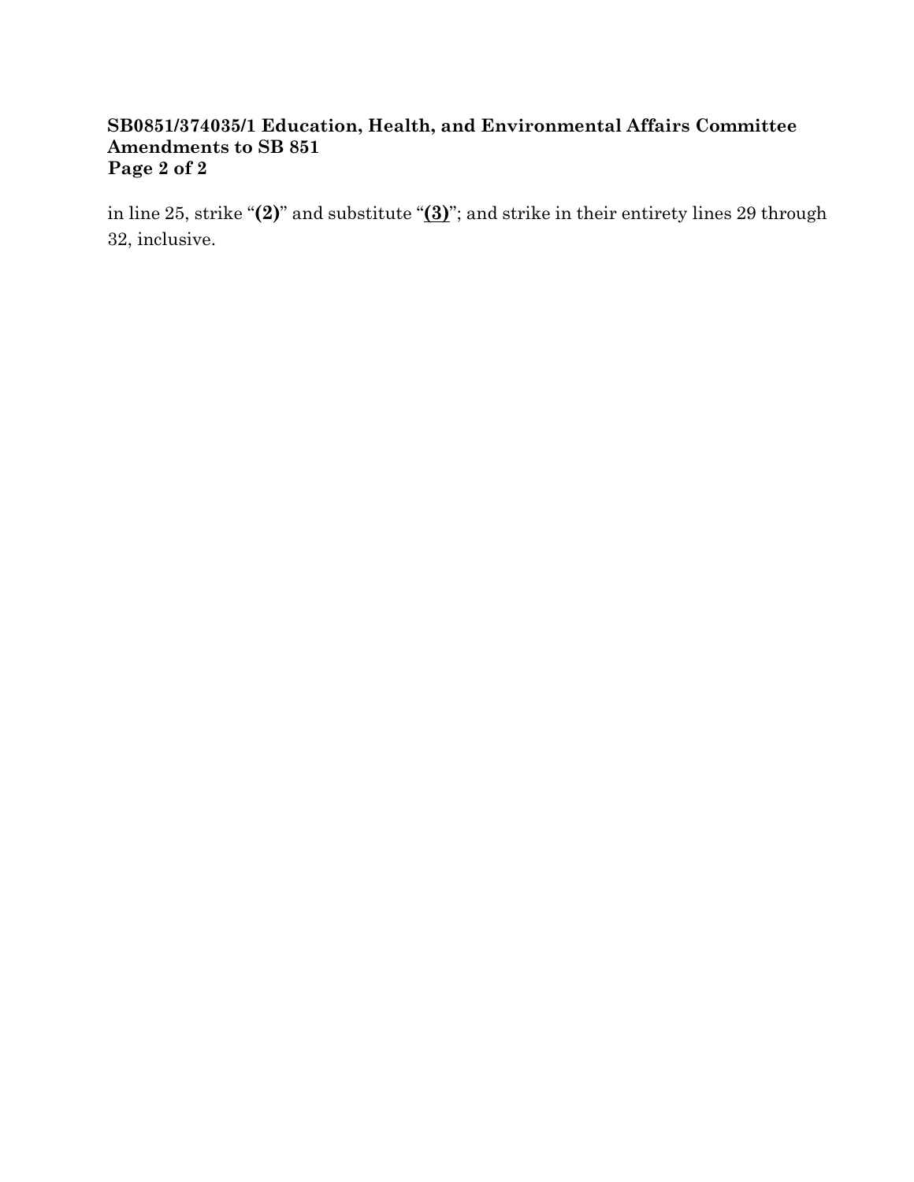in line 25, strike "**(2)**" and substitute "**<u>(3)</u>**"; and strike in their entirety lines 29 through 32, inclusive.